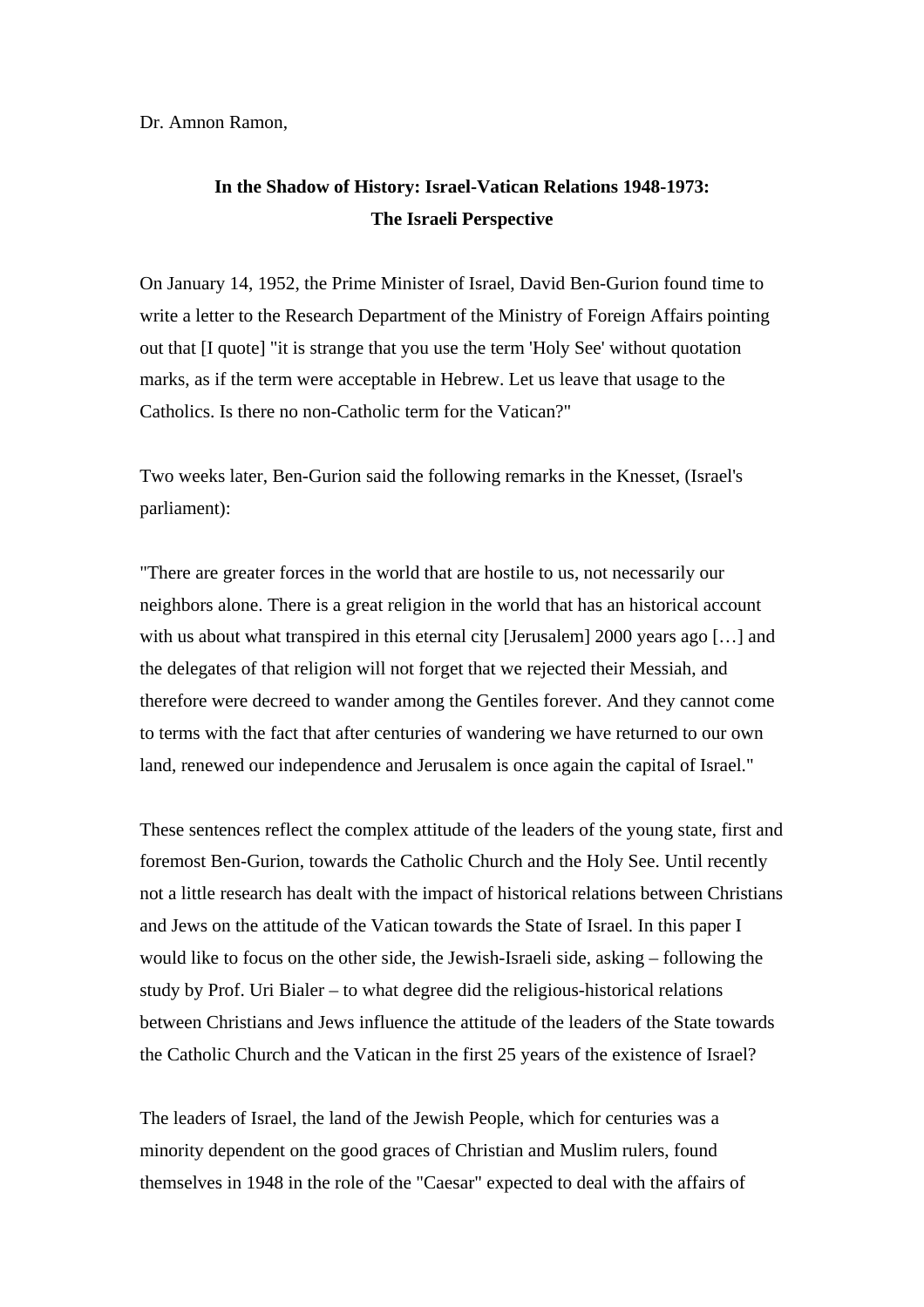Dr. Amnon Ramon,

## In the Shadow of History: Israel-Vatican Relations 1948-1973: The Israeli Perspective

On January 14, 1952, the Prime Minister of Israel, David Ben-Gurion found time to write a letter to the Research Department of the Ministry of Foreign Affairs pointing out that [I quote] "it is strange that you use the term 'Holy See' without quotation marks, as if the term were acceptable in Hebrew. Let us leave that usage to the Catholics. Is there no non-Catholic term for the Vatican?"

Two weeks later, Ben-Gurion said the following remarks in the Knesset, (Israel's parliament):

"There are greater forces in the world that are hostile to us, not necessarily our neighbors alone. There is a great religion in the world that has an historical account with us about what transpired in this eternal city [Jerusalem] 2000 years ago […] and the delegates of that religion will not forget that we rejected their Messiah, and therefore were decreed to wander among the Gentiles forever. And they cannot come to terms with the fact that after centuries of wandering we have returned to our own land, renewed our independence and Jerusalem is once again the capital of Israel."

These sentences reflect the complex attitude of the leaders of the young state, first and foremost Ben-Gurion, towards the Catholic Church and the Holy See. Until recently not a little research has dealt with the impact of historical relations between Christians and Jews on the attitude of the Vatican towards the State of Israel. In this paper I would like to focus on the other side, the Jewish-Israeli side, asking – following the study by Prof. Uri Bialer – to what degree did the religious-historical relations between Christians and Jews influence the attitude of the leaders of the State towards the Catholic Church and the Vatican in the first 25 years of the existence of Israel?

The leaders of Israel, the land of the Jewish People, which for centuries was a minority dependent on the good graces of Christian and Muslim rulers, found themselves in 1948 in the role of the "Caesar" expected to deal with the affairs of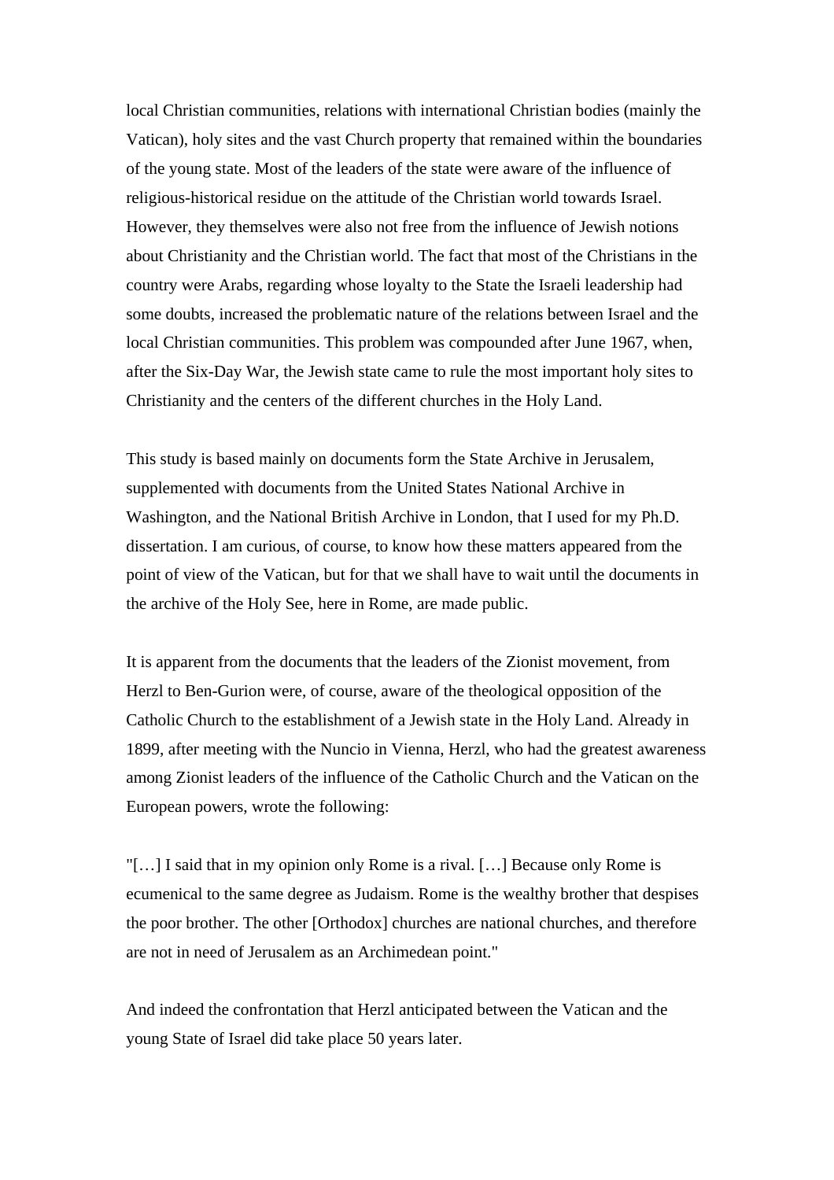local Christian communities, relations with international Christian bodies (mainly the Vatican), holy sites and the vast Church property that remained within the boundaries of the young state. Most of the leaders of the state were aware of the influence of religious-historical residue on the attitude of the Christian world towards Israel. However, they themselves were also not free from the influence of Jewish notions about Christianity and the Christian world. The fact that most of the Christians in the country were Arabs, regarding whose loyalty to the State the Israeli leadership had some doubts, increased the problematic nature of the relations between Israel and the local Christian communities. This problem was compounded after June 1967, when, after the Six-Day War, the Jewish state came to rule the most important holy sites to Christianity and the centers of the different churches in the Holy Land.

This study is based mainly on documents form the State Archive in Jerusalem, supplemented with documents from the United States National Archive in Washington, and the National British Archive in London, that I used for my Ph.D. dissertation. I am curious, of course, to know how these matters appeared from the point of view of the Vatican, but for that we shall have to wait until the documents in the archive of the Holy See, here in Rome, are made public.

It is apparent from the documents that the leaders of the Zionist movement, from Herzl to Ben-Gurion were, of course, aware of the theological opposition of the Catholic Church to the establishment of a Jewish state in the Holy Land. Already in 1899, after meeting with the Nuncio in Vienna, Herzl, who had the greatest awareness among Zionist leaders of the influence of the Catholic Church and the Vatican on the European powers, wrote the following:

"[…] I said that in my opinion only Rome is a rival. […] Because only Rome is ecumenical to the same degree as Judaism. Rome is the wealthy brother that despises the poor brother. The other [Orthodox] churches are national churches, and therefore are not in need of Jerusalem as an Archimedean point."

And indeed the confrontation that Herzl anticipated between the Vatican and the young State of Israel did take place 50 years later.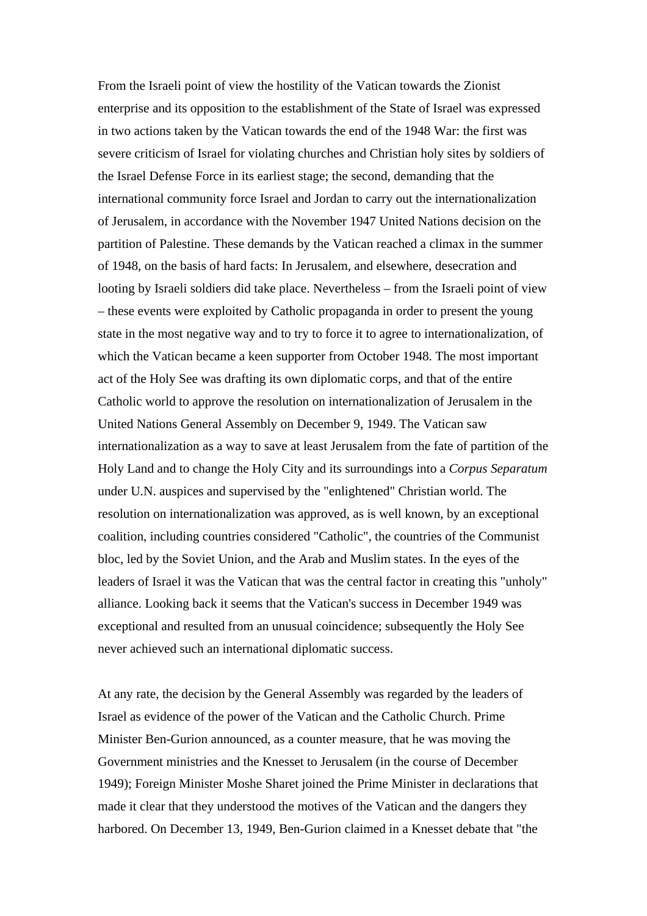From the Israeli point of view the hostility of the Vatican towards the Zionist enterprise and its opposition to the establishment of the State of Israel was expressed in two actions taken by the Vatican towards the end of the 1948 War: the first was severe criticism of Israel for violating churches and Christian holy sites by soldiers of the Israel Defense Force in its earliest stage; the second, demanding that the international community force Israel and Jordan to carry out the internationalization of Jerusalem, in accordance with the November 1947 United Nations decision on the partition of Palestine. These demands by the Vatican reached a climax in the summer of 1948, on the basis of hard facts: In Jerusalem, and elsewhere, desecration and looting by Israeli soldiers did take place. Nevertheless – from the Israeli point of view – these events were exploited by Catholic propaganda in order to present the young state in the most negative way and to try to force it to agree to internationalization, of which the Vatican became a keen supporter from October 1948. The most important act of the Holy See was drafting its own diplomatic corps, and that of the entire Catholic world to approve the resolution on internationalization of Jerusalem in the United Nations General Assembly on December 9, 1949. The Vatican saw internationalization as a way to save at least Jerusalem from the fate of partition of the Holy Land and to change the Holy City and its surroundings into a *Corpus Separatum* under U.N. auspices and supervised by the "enlightened" Christian world. The resolution on internationalization was approved, as is well known, by an exceptional coalition, including countries considered "Catholic", the countries of the Communist bloc, led by the Soviet Union, and the Arab and Muslim states. In the eyes of the leaders of Israel it was the Vatican that was the central factor in creating this "unholy" alliance. Looking back it seems that the Vatican's success in December 1949 was exceptional and resulted from an unusual coincidence; subsequently the Holy See never achieved such an international diplomatic success.

At any rate, the decision by the General Assembly was regarded by the leaders of Israel as evidence of the power of the Vatican and the Catholic Church. Prime Minister Ben-Gurion announced, as a counter measure, that he was moving the Government ministries and the Knesset to Jerusalem (in the course of December 1949); Foreign Minister Moshe Sharet joined the Prime Minister in declarations that made it clear that they understood the motives of the Vatican and the dangers they harbored. On December 13, 1949, Ben-Gurion claimed in a Knesset debate that "the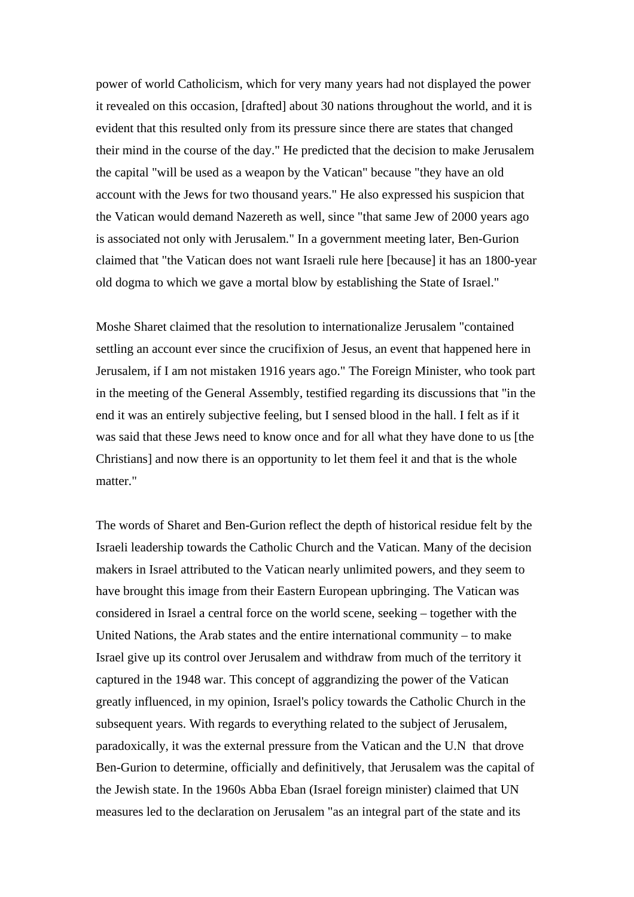power of world Catholicism, which for very many years had not displayed the power it revealed on this occasion, [drafted] about 30 nations throughout the world, and it is evident that this resulted only from its pressure since there are states that changed their mind in the course of the day." He predicted that the decision to make Jerusalem the capital "will be used as a weapon by the Vatican" because "they have an old account with the Jews for two thousand years." He also expressed his suspicion that the Vatican would demand Nazereth as well, since "that same Jew of 2000 years ago is associated not only with Jerusalem." In a government meeting later, Ben-Gurion claimed that "the Vatican does not want Israeli rule here [because] it has an 1800-year old dogma to which we gave a mortal blow by establishing the State of Israel."

Moshe Sharet claimed that the resolution to internationalize Jerusalem "contained settling an account ever since the crucifixion of Jesus, an event that happened here in Jerusalem, if I am not mistaken 1916 years ago." The Foreign Minister, who took part in the meeting of the General Assembly, testified regarding its discussions that "in the end it was an entirely subjective feeling, but I sensed blood in the hall. I felt as if it was said that these Jews need to know once and for all what they have done to us [the Christians] and now there is an opportunity to let them feel it and that is the whole matter."

The words of Sharet and Ben-Gurion reflect the depth of historical residue felt by the Israeli leadership towards the Catholic Church and the Vatican. Many of the decision makers in Israel attributed to the Vatican nearly unlimited powers, and they seem to have brought this image from their Eastern European upbringing. The Vatican was considered in Israel a central force on the world scene, seeking – together with the United Nations, the Arab states and the entire international community – to make Israel give up its control over Jerusalem and withdraw from much of the territory it captured in the 1948 war. This concept of aggrandizing the power of the Vatican greatly influenced, in my opinion, Israel's policy towards the Catholic Church in the subsequent years. With regards to everything related to the subject of Jerusalem, paradoxically, it was the external pressure from the Vatican and the U.N that drove Ben-Gurion to determine, officially and definitively, that Jerusalem was the capital of the Jewish state. In the 1960s Abba Eban (Israel foreign minister) claimed that UN measures led to the declaration on Jerusalem "as an integral part of the state and its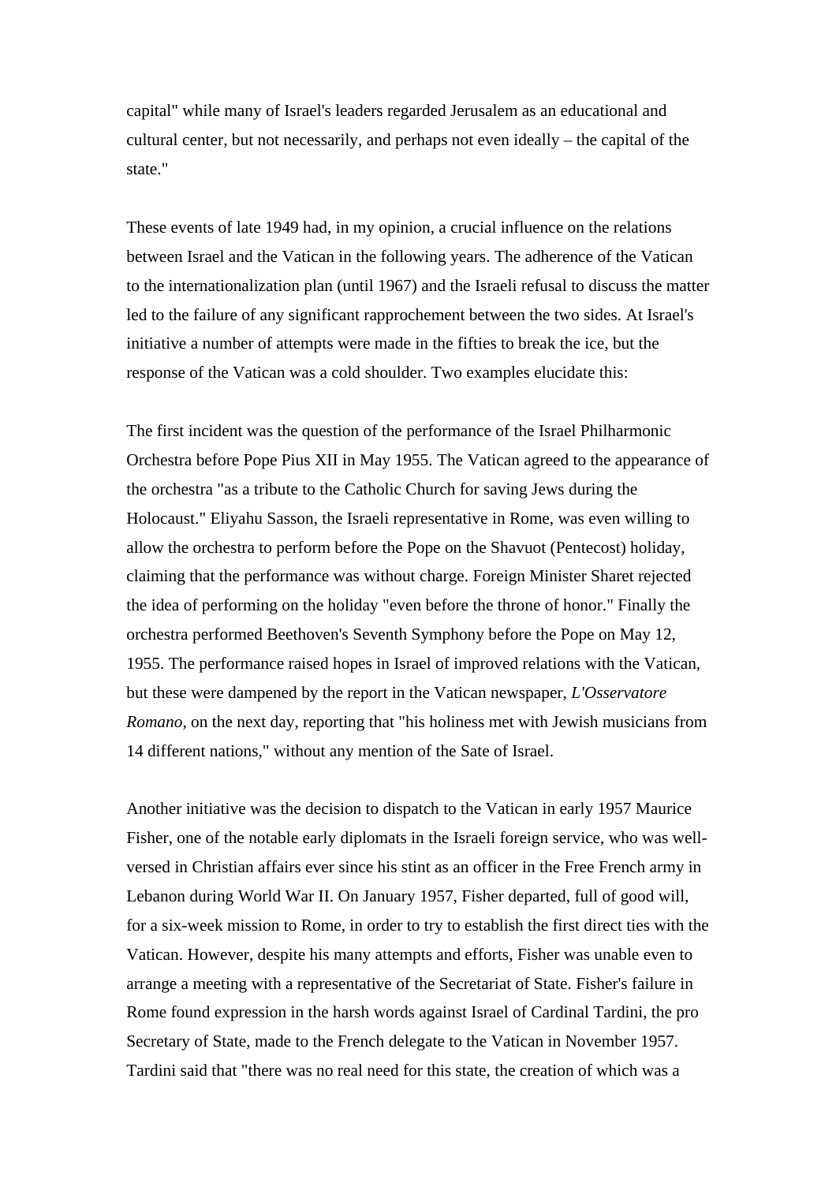capital" while many of Israel's leaders regarded Jerusalem as an educational and cultural center, but not necessarily, and perhaps not even ideally – the capital of the state."

These events of late 1949 had, in my opinion, a crucial influence on the relations between Israel and the Vatican in the following years. The adherence of the Vatican to the internationalization plan (until 1967) and the Israeli refusal to discuss the matter led to the failure of any significant rapprochement between the two sides. At Israel's initiative a number of attempts were made in the fifties to break the ice, but the response of the Vatican was a cold shoulder. Two examples elucidate this:

The first incident was the question of the performance of the Israel Philharmonic Orchestra before Pope Pius XII in May 1955. The Vatican agreed to the appearance of the orchestra "as a tribute to the Catholic Church for saving Jews during the Holocaust." Eliyahu Sasson, the Israeli representative in Rome, was even willing to allow the orchestra to perform before the Pope on the Shavuot (Pentecost) holiday, claiming that the performance was without charge. Foreign Minister Sharet rejected the idea of performing on the holiday "even before the throne of honor." Finally the orchestra performed Beethoven's Seventh Symphony before the Pope on May 12, 1955. The performance raised hopes in Israel of improved relations with the Vatican, but these were dampened by the report in the Vatican newspaper, *L'Osservatore Romano*, on the next day, reporting that "his holiness met with Jewish musicians from 14 different nations," without any mention of the Sate of Israel.

Another initiative was the decision to dispatch to the Vatican in early 1957 Maurice Fisher, one of the notable early diplomats in the Israeli foreign service, who was well-versed in Christian affairs ever since his stint as an officer in the Free French army in Lebanon during World War II. On January 1957, Fisher departed, full of good will, for a six-week mission to Rome, in order to try to establish the first direct ties with the Vatican. However, despite his many attempts and efforts, Fisher was unable even to arrange a meeting with a representative of the Secretariat of State. Fisher's failure in Rome found expression in the harsh words against Israel of Cardinal Tardini, the pro Secretary of State, made to the French delegate to the Vatican in November 1957. Tardini said that "there was no real need for this state, the creation of which was a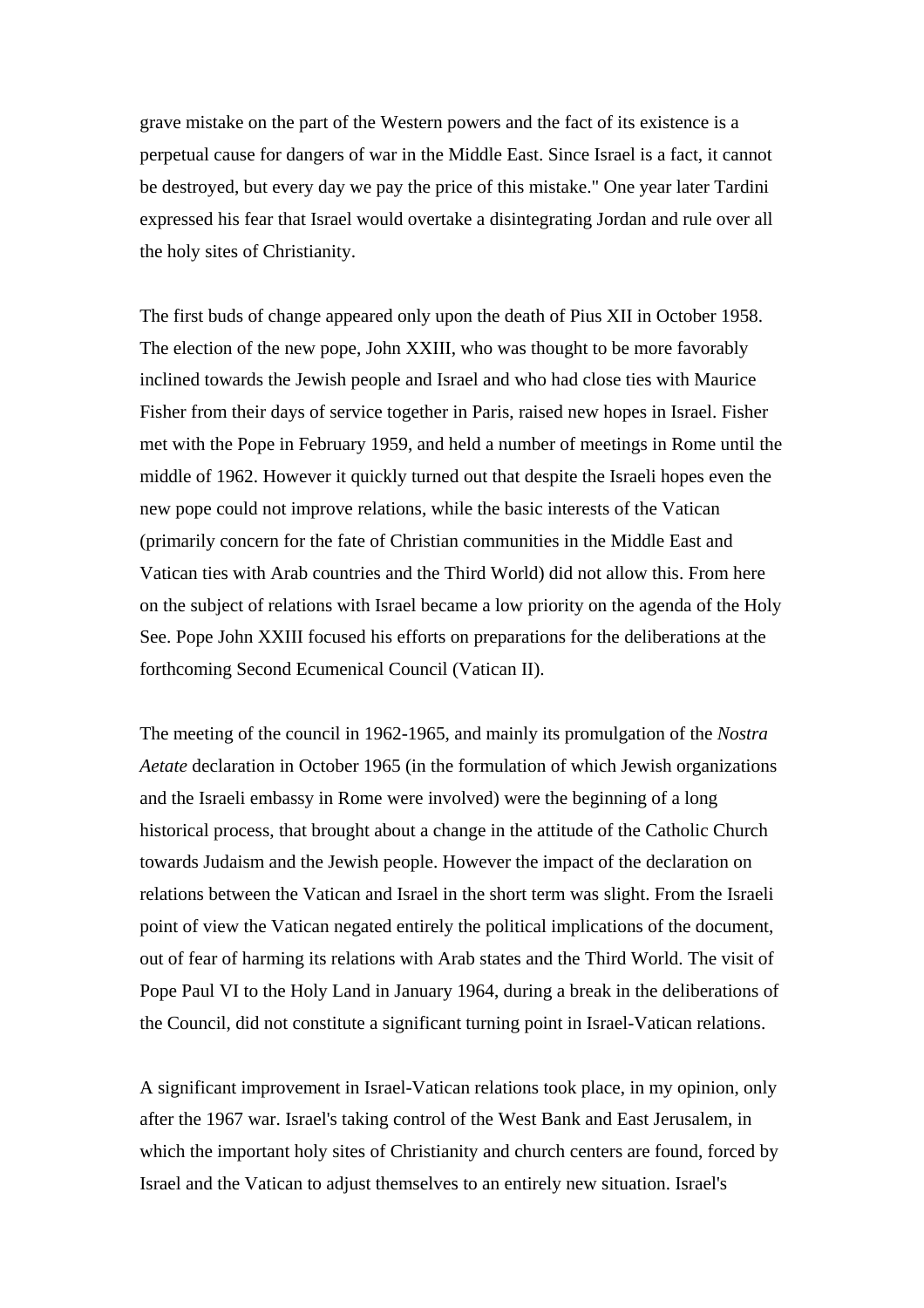grave mistake on the part of the Western powers and the fact of its existence is a perpetual cause for dangers of war in the Middle East. Since Israel is a fact, it cannot be destroyed, but every day we pay the price of this mistake." One year later Tardini expressed his fear that Israel would overtake a disintegrating Jordan and rule over all the holy sites of Christianity.

The first buds of change appeared only upon the death of Pius XII in October 1958. The election of the new pope, John XXIII, who was thought to be more favorably inclined towards the Jewish people and Israel and who had close ties with Maurice Fisher from their days of service together in Paris, raised new hopes in Israel. Fisher met with the Pope in February 1959, and held a number of meetings in Rome until the middle of 1962. However it quickly turned out that despite the Israeli hopes even the new pope could not improve relations, while the basic interests of the Vatican (primarily concern for the fate of Christian communities in the Middle East and Vatican ties with Arab countries and the Third World) did not allow this. From here on the subject of relations with Israel became a low priority on the agenda of the Holy See. Pope John XXIII focused his efforts on preparations for the deliberations at the forthcoming Second Ecumenical Council (Vatican II).

The meeting of the council in 1962-1965, and mainly its promulgation of the *Nostra Aetate* declaration in October 1965 (in the formulation of which Jewish organizations and the Israeli embassy in Rome were involved) were the beginning of a long historical process, that brought about a change in the attitude of the Catholic Church towards Judaism and the Jewish people. However the impact of the declaration on relations between the Vatican and Israel in the short term was slight. From the Israeli point of view the Vatican negated entirely the political implications of the document, out of fear of harming its relations with Arab states and the Third World. The visit of Pope Paul VI to the Holy Land in January 1964, during a break in the deliberations of the Council, did not constitute a significant turning point in Israel-Vatican relations.

A significant improvement in Israel-Vatican relations took place, in my opinion, only after the 1967 war. Israel's taking control of the West Bank and East Jerusalem, in which the important holy sites of Christianity and church centers are found, forced by Israel and the Vatican to adjust themselves to an entirely new situation. Israel's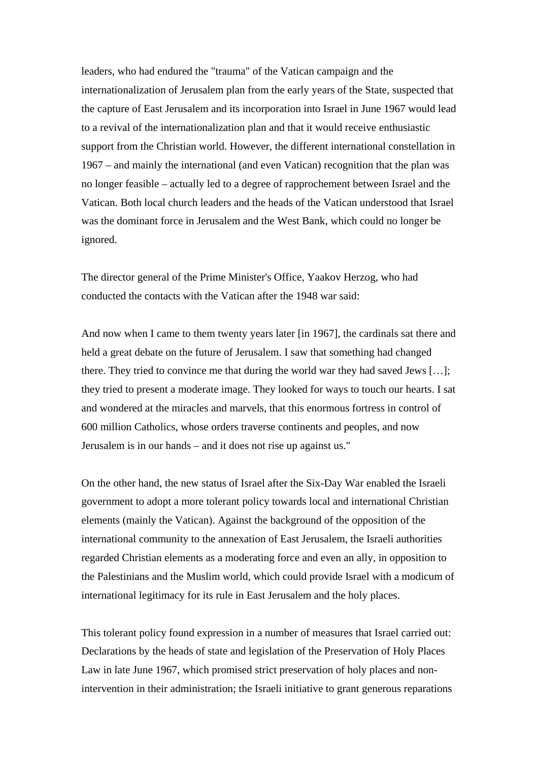leaders, who had endured the "trauma" of the Vatican campaign and the internationalization of Jerusalem plan from the early years of the State, suspected that the capture of East Jerusalem and its incorporation into Israel in June 1967 would lead to a revival of the internationalization plan and that it would receive enthusiastic support from the Christian world. However, the different international constellation in 1967 – and mainly the international (and even Vatican) recognition that the plan was no longer feasible – actually led to a degree of rapprochement between Israel and the Vatican. Both local church leaders and the heads of the Vatican understood that Israel was the dominant force in Jerusalem and the West Bank, which could no longer be ignored.

The director general of the Prime Minister's Office, Yaakov Herzog, who had conducted the contacts with the Vatican after the 1948 war said:

And now when I came to them twenty years later [in 1967], the cardinals sat there and held a great debate on the future of Jerusalem. I saw that something had changed there. They tried to convince me that during the world war they had saved Jews […]; they tried to present a moderate image. They looked for ways to touch our hearts. I sat and wondered at the miracles and marvels, that this enormous fortress in control of 600 million Catholics, whose orders traverse continents and peoples, and now Jerusalem is in our hands – and it does not rise up against us."

On the other hand, the new status of Israel after the Six-Day War enabled the Israeli government to adopt a more tolerant policy towards local and international Christian elements (mainly the Vatican). Against the background of the opposition of the international community to the annexation of East Jerusalem, the Israeli authorities regarded Christian elements as a moderating force and even an ally, in opposition to the Palestinians and the Muslim world, which could provide Israel with a modicum of international legitimacy for its rule in East Jerusalem and the holy places.

This tolerant policy found expression in a number of measures that Israel carried out: Declarations by the heads of state and legislation of the Preservation of Holy Places Law in late June 1967, which promised strict preservation of holy places and non-intervention in their administration; the Israeli initiative to grant generous reparations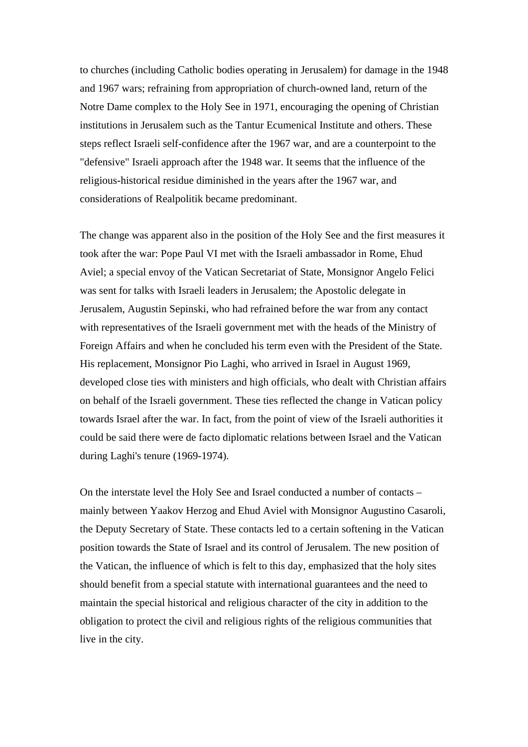to churches (including Catholic bodies operating in Jerusalem) for damage in the 1948 and 1967 wars; refraining from appropriation of church-owned land, return of the Notre Dame complex to the Holy See in 1971, encouraging the opening of Christian institutions in Jerusalem such as the Tantur Ecumenical Institute and others. These steps reflect Israeli self-confidence after the 1967 war, and are a counterpoint to the "defensive" Israeli approach after the 1948 war. It seems that the influence of the religious-historical residue diminished in the years after the 1967 war, and considerations of Realpolitik became predominant.

The change was apparent also in the position of the Holy See and the first measures it took after the war: Pope Paul VI met with the Israeli ambassador in Rome, Ehud Aviel; a special envoy of the Vatican Secretariat of State, Monsignor Angelo Felici was sent for talks with Israeli leaders in Jerusalem; the Apostolic delegate in Jerusalem, Augustin Sepinski, who had refrained before the war from any contact with representatives of the Israeli government met with the heads of the Ministry of Foreign Affairs and when he concluded his term even with the President of the State. His replacement, Monsignor Pio Laghi, who arrived in Israel in August 1969, developed close ties with ministers and high officials, who dealt with Christian affairs on behalf of the Israeli government. These ties reflected the change in Vatican policy towards Israel after the war. In fact, from the point of view of the Israeli authorities it could be said there were de facto diplomatic relations between Israel and the Vatican during Laghi's tenure (1969-1974).

On the interstate level the Holy See and Israel conducted a number of contacts – mainly between Yaakov Herzog and Ehud Aviel with Monsignor Augustino Casaroli, the Deputy Secretary of State. These contacts led to a certain softening in the Vatican position towards the State of Israel and its control of Jerusalem. The new position of the Vatican, the influence of which is felt to this day, emphasized that the holy sites should benefit from a special statute with international guarantees and the need to maintain the special historical and religious character of the city in addition to the obligation to protect the civil and religious rights of the religious communities that live in the city.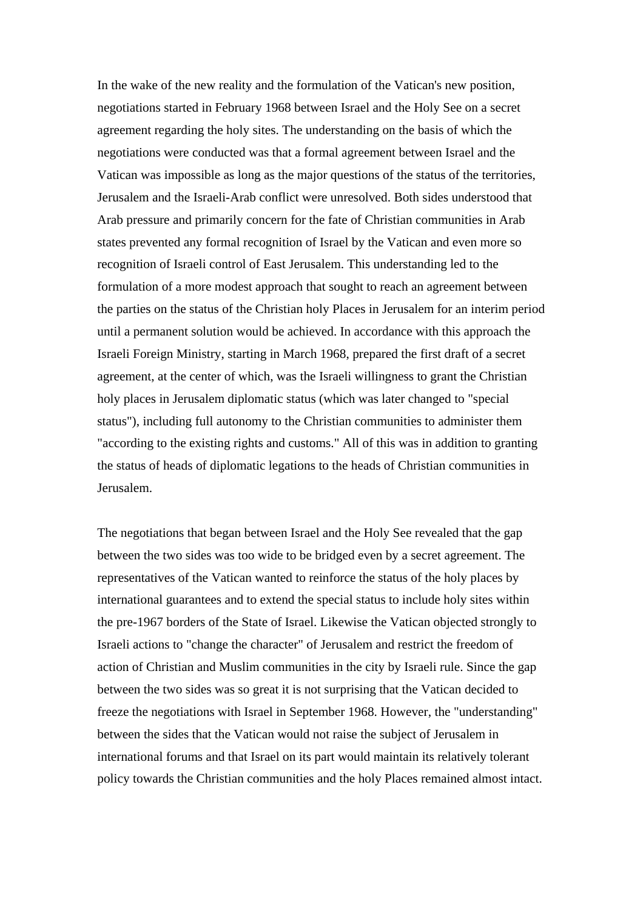In the wake of the new reality and the formulation of the Vatican's new position, negotiations started in February 1968 between Israel and the Holy See on a secret agreement regarding the holy sites. The understanding on the basis of which the negotiations were conducted was that a formal agreement between Israel and the Vatican was impossible as long as the major questions of the status of the territories, Jerusalem and the Israeli-Arab conflict were unresolved. Both sides understood that Arab pressure and primarily concern for the fate of Christian communities in Arab states prevented any formal recognition of Israel by the Vatican and even more so recognition of Israeli control of East Jerusalem. This understanding led to the formulation of a more modest approach that sought to reach an agreement between the parties on the status of the Christian holy Places in Jerusalem for an interim period until a permanent solution would be achieved. In accordance with this approach the Israeli Foreign Ministry, starting in March 1968, prepared the first draft of a secret agreement, at the center of which, was the Israeli willingness to grant the Christian holy places in Jerusalem diplomatic status (which was later changed to "special status"), including full autonomy to the Christian communities to administer them "according to the existing rights and customs." All of this was in addition to granting the status of heads of diplomatic legations to the heads of Christian communities in Jerusalem.

The negotiations that began between Israel and the Holy See revealed that the gap between the two sides was too wide to be bridged even by a secret agreement. The representatives of the Vatican wanted to reinforce the status of the holy places by international guarantees and to extend the special status to include holy sites within the pre-1967 borders of the State of Israel. Likewise the Vatican objected strongly to Israeli actions to "change the character" of Jerusalem and restrict the freedom of action of Christian and Muslim communities in the city by Israeli rule. Since the gap between the two sides was so great it is not surprising that the Vatican decided to freeze the negotiations with Israel in September 1968. However, the "understanding" between the sides that the Vatican would not raise the subject of Jerusalem in international forums and that Israel on its part would maintain its relatively tolerant policy towards the Christian communities and the holy Places remained almost intact.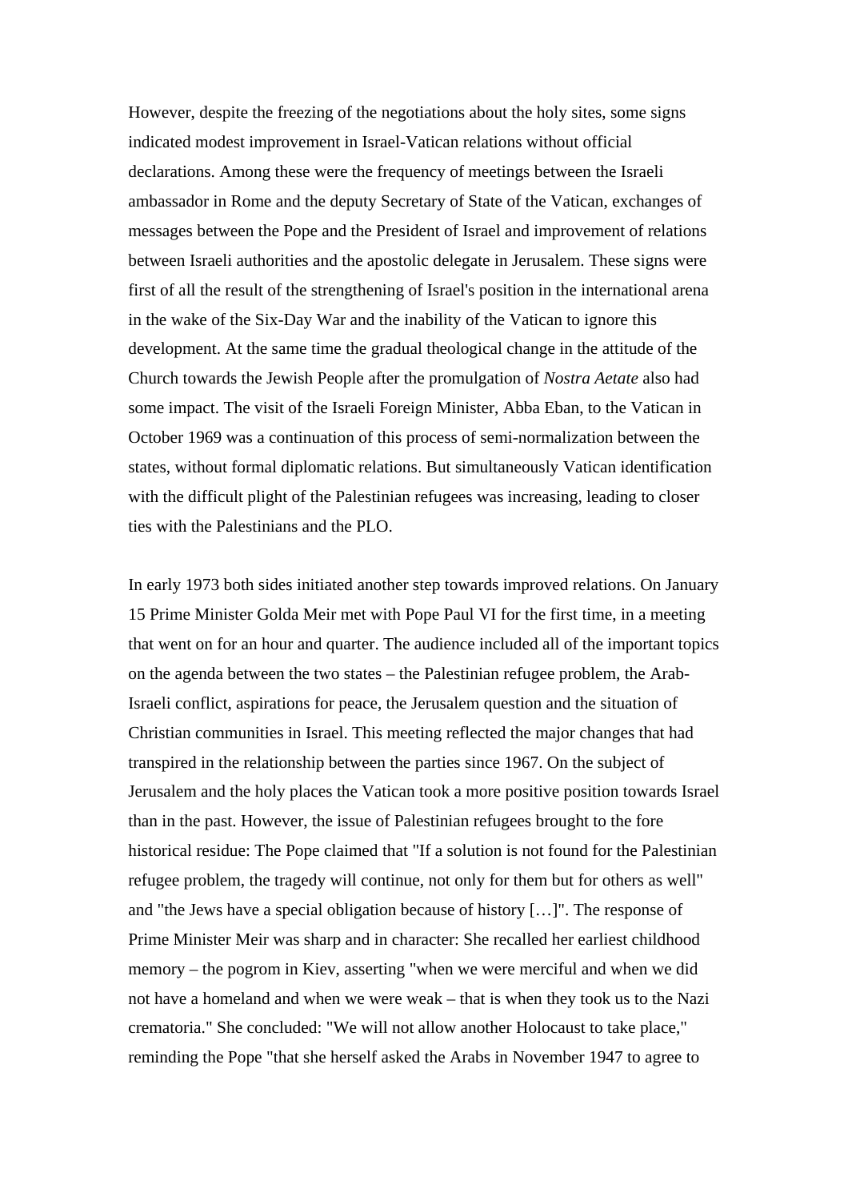However, despite the freezing of the negotiations about the holy sites, some signs indicated modest improvement in Israel-Vatican relations without official declarations. Among these were the frequency of meetings between the Israeli ambassador in Rome and the deputy Secretary of State of the Vatican, exchanges of messages between the Pope and the President of Israel and improvement of relations between Israeli authorities and the apostolic delegate in Jerusalem. These signs were first of all the result of the strengthening of Israel's position in the international arena in the wake of the Six-Day War and the inability of the Vatican to ignore this development. At the same time the gradual theological change in the attitude of the Church towards the Jewish People after the promulgation of *Nostra Aetate* also had some impact. The visit of the Israeli Foreign Minister, Abba Eban, to the Vatican in October 1969 was a continuation of this process of semi-normalization between the states, without formal diplomatic relations. But simultaneously Vatican identification with the difficult plight of the Palestinian refugees was increasing, leading to closer ties with the Palestinians and the PLO.

In early 1973 both sides initiated another step towards improved relations. On January 15 Prime Minister Golda Meir met with Pope Paul VI for the first time, in a meeting that went on for an hour and quarter. The audience included all of the important topics on the agenda between the two states – the Palestinian refugee problem, the Arab-Israeli conflict, aspirations for peace, the Jerusalem question and the situation of Christian communities in Israel. This meeting reflected the major changes that had transpired in the relationship between the parties since 1967. On the subject of Jerusalem and the holy places the Vatican took a more positive position towards Israel than in the past. However, the issue of Palestinian refugees brought to the fore historical residue: The Pope claimed that "If a solution is not found for the Palestinian refugee problem, the tragedy will continue, not only for them but for others as well" and "the Jews have a special obligation because of history […]". The response of Prime Minister Meir was sharp and in character: She recalled her earliest childhood memory – the pogrom in Kiev, asserting "when we were merciful and when we did not have a homeland and when we were weak – that is when they took us to the Nazi crematoria." She concluded: "We will not allow another Holocaust to take place," reminding the Pope "that she herself asked the Arabs in November 1947 to agree to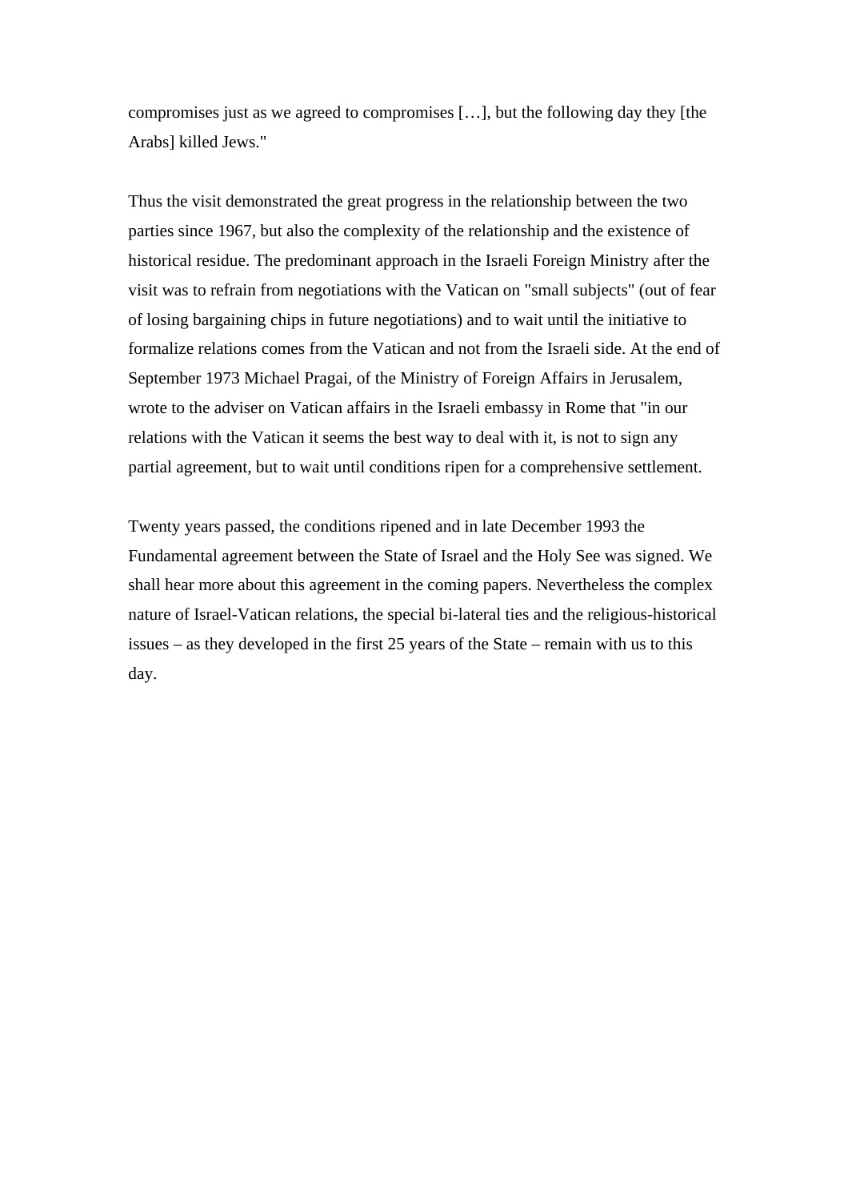compromises just as we agreed to compromises […], but the following day they [the Arabs] killed Jews."

Thus the visit demonstrated the great progress in the relationship between the two parties since 1967, but also the complexity of the relationship and the existence of historical residue. The predominant approach in the Israeli Foreign Ministry after the visit was to refrain from negotiations with the Vatican on "small subjects" (out of fear of losing bargaining chips in future negotiations) and to wait until the initiative to formalize relations comes from the Vatican and not from the Israeli side. At the end of September 1973 Michael Pragai, of the Ministry of Foreign Affairs in Jerusalem, wrote to the adviser on Vatican affairs in the Israeli embassy in Rome that "in our relations with the Vatican it seems the best way to deal with it, is not to sign any partial agreement, but to wait until conditions ripen for a comprehensive settlement.

Twenty years passed, the conditions ripened and in late December 1993 the Fundamental agreement between the State of Israel and the Holy See was signed. We shall hear more about this agreement in the coming papers. Nevertheless the complex nature of Israel-Vatican relations, the special bi-lateral ties and the religious-historical issues – as they developed in the first 25 years of the State – remain with us to this day.